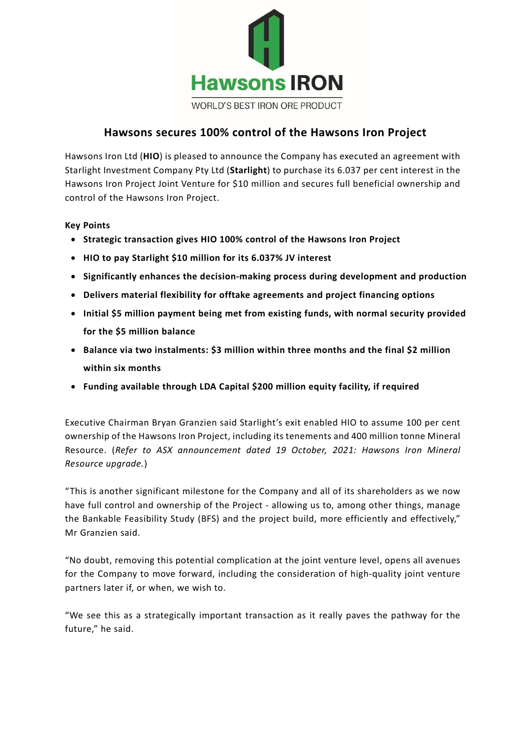## Hawsons secures 100% control of the Hawsons Iron Project

Hawsons Iron Ltd (**HIO**) is pleased to announce the Company has executed an agreement with Starlight Investment Company Pty Ltd (**Starlight**) to purchase its 6.037 per cent interest in the Hawsons Iron Project Joint Venture for $10 million and secures full beneficial ownership and control of the Hawsons Iron Project.

**Key Points**

- **Strategic transaction gives HIO 100% control of the Hawsons Iron Project**
- **HIO to pay Starlight $10 million for its 6.037% JV interest**
- **Significantly enhances the decision-making process during development and production**
- **Delivers material flexibility for offtake agreements and project financing options**
- **Initial $5 million payment being met from existing funds, with normal security provided for the $5 million balance**
- **Balance via two instalments: $3 million within three months and the final $2 million within six months**
- **Funding available through LDA Capital $200 million equity facility, if required**

Executive Chairman Bryan Granzien said Starlight's exit enabled HIO to assume 100 per cent ownership of the Hawsons Iron Project, including its tenements and 400 million tonne Mineral Resource. (*Refer to ASX announcement dated 19 October, 2021: Hawsons Iron Mineral Resource upgrade.*)

"This is another significant milestone for the Company and all of its shareholders as we now have full control and ownership of the Project - allowing us to, among other things, manage the Bankable Feasibility Study (BFS) and the project build, more efficiently and effectively," Mr Granzien said.

"No doubt, removing this potential complication at the joint venture level, opens all avenues for the Company to move forward, including the consideration of high-quality joint venture partners later if, or when, we wish to.

"We see this as a strategically important transaction as it really paves the pathway for the future," he said.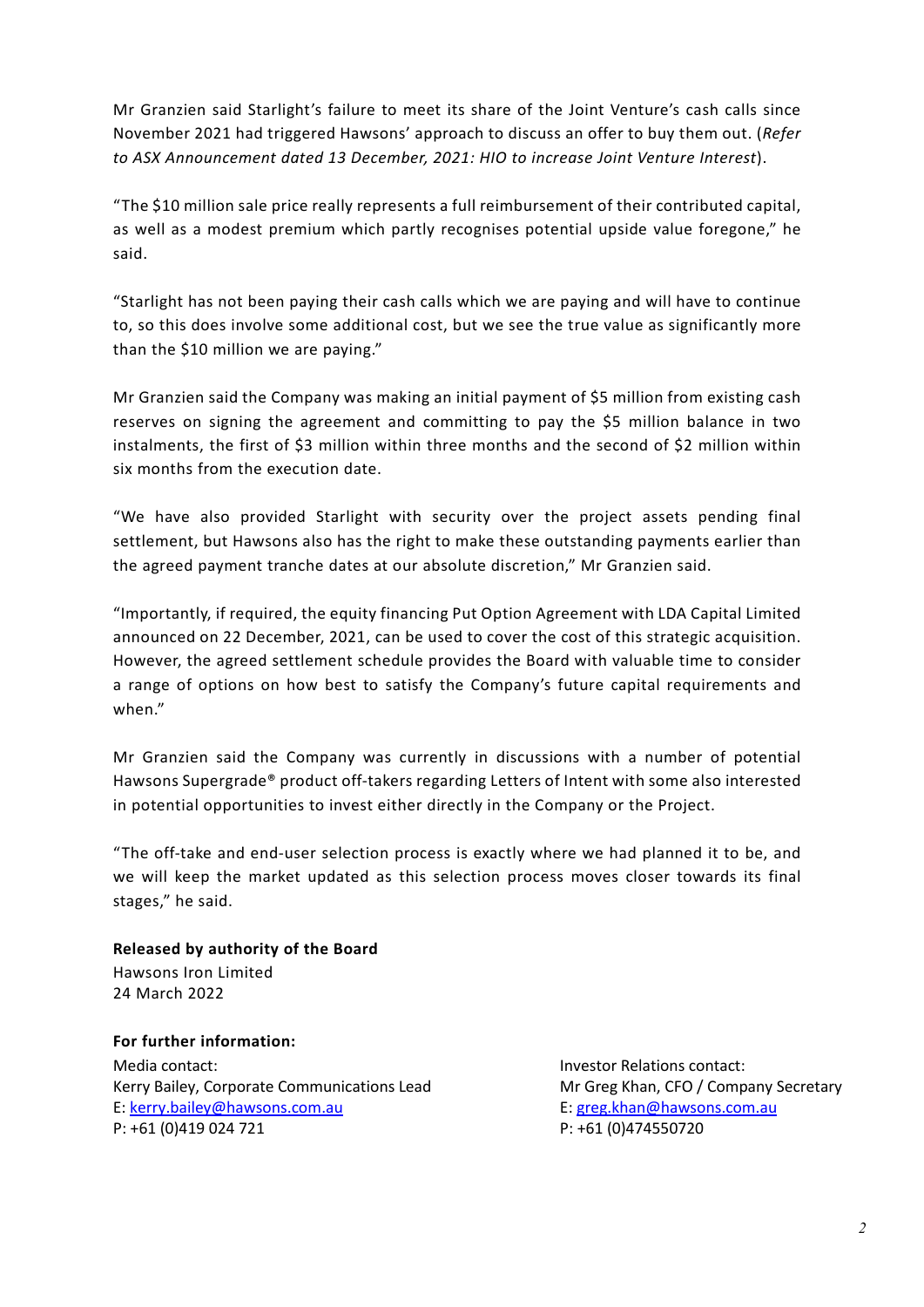Mr Granzien said Starlight's failure to meet its share of the Joint Venture's cash calls since November 2021 had triggered Hawsons' approach to discuss an offer to buy them out. (*Refer to ASX Announcement dated 13 December, 2021: HIO to increase Joint Venture Interest*).

"The $10 million sale price really represents a full reimbursement of their contributed capital, as well as a modest premium which partly recognises potential upside value foregone," he said.

"Starlight has not been paying their cash calls which we are paying and will have to continue to, so this does involve some additional cost, but we see the true value as significantly more than the $10 million we are paying."

Mr Granzien said the Company was making an initial payment of $5 million from existing cash reserves on signing the agreement and committing to pay the $5 million balance in two instalments, the first of $3 million within three months and the second of $2 million within six months from the execution date.

"We have also provided Starlight with security over the project assets pending final settlement, but Hawsons also has the right to make these outstanding payments earlier than the agreed payment tranche dates at our absolute discretion," Mr Granzien said.

"Importantly, if required, the equity financing Put Option Agreement with LDA Capital Limited announced on 22 December, 2021, can be used to cover the cost of this strategic acquisition. However, the agreed settlement schedule provides the Board with valuable time to consider a range of options on how best to satisfy the Company's future capital requirements and when."

Mr Granzien said the Company was currently in discussions with a number of potential Hawsons Supergrade® product off-takers regarding Letters of Intent with some also interested in potential opportunities to invest either directly in the Company or the Project.

"The off-take and end-user selection process is exactly where we had planned it to be, and we will keep the market updated as this selection process moves closer towards its final stages," he said.

**Released by authority of the Board**
Hawsons Iron Limited
24 March 2022

**For further information:**

Media contact:
Kerry Bailey, Corporate Communications Lead
E: kerry.bailey@hawsons.com.au
P: +61 (0)419 024 721

Investor Relations contact:
Mr Greg Khan, CFO / Company Secretary
E: greg.khan@hawsons.com.au
P: +61 (0)474550720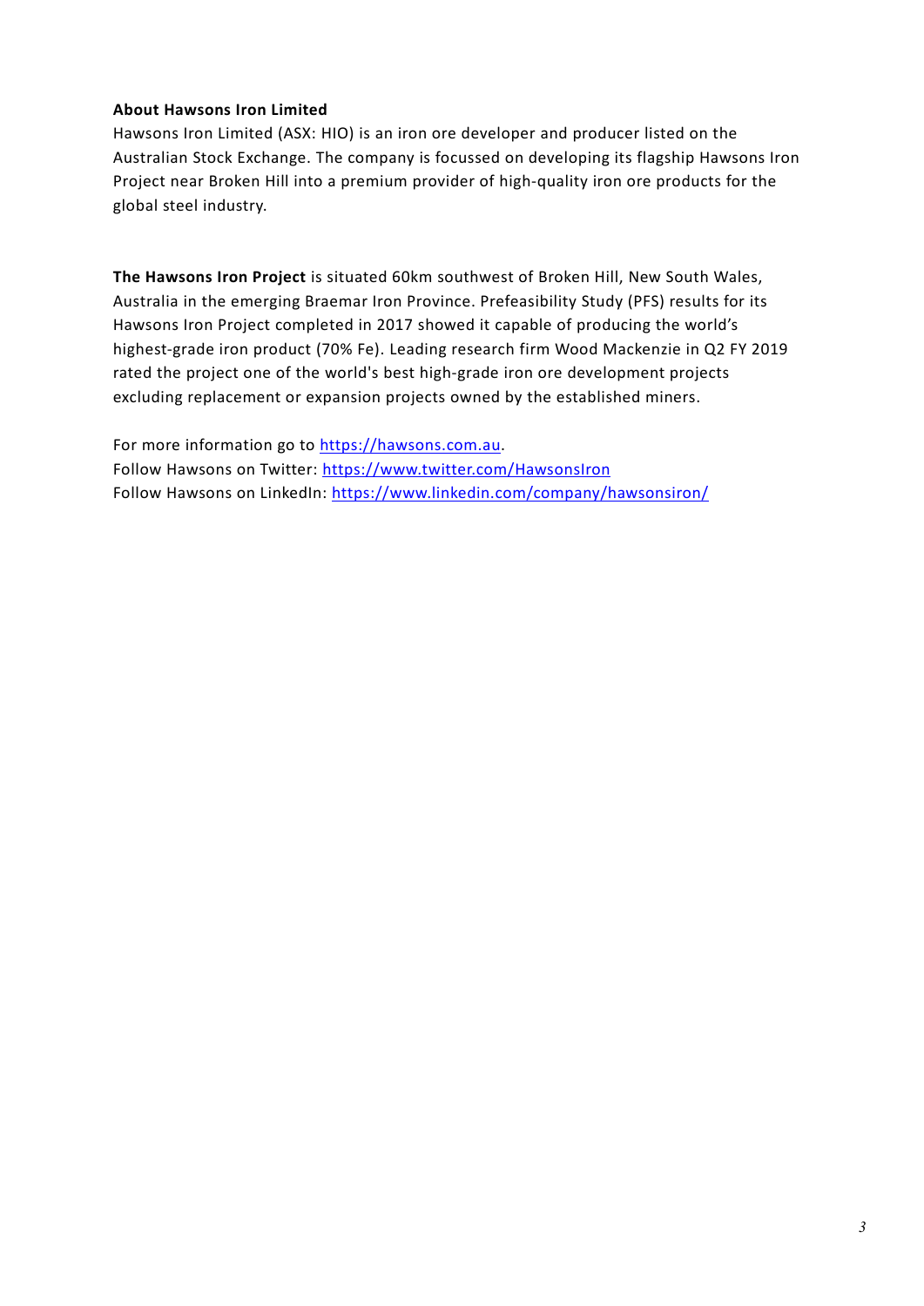**About Hawsons Iron Limited**
Hawsons Iron Limited (ASX: HIO) is an iron ore developer and producer listed on the Australian Stock Exchange. The company is focussed on developing its flagship Hawsons Iron Project near Broken Hill into a premium provider of high-quality iron ore products for the global steel industry.

**The Hawsons Iron Project** is situated 60km southwest of Broken Hill, New South Wales, Australia in the emerging Braemar Iron Province. Prefeasibility Study (PFS) results for its Hawsons Iron Project completed in 2017 showed it capable of producing the world's highest-grade iron product (70% Fe). Leading research firm Wood Mackenzie in Q2 FY 2019 rated the project one of the world's best high-grade iron ore development projects excluding replacement or expansion projects owned by the established miners.

For more information go to https://hawsons.com.au.
Follow Hawsons on Twitter: https://www.twitter.com/HawsonsIron
Follow Hawsons on LinkedIn: https://www.linkedin.com/company/hawsonsiron/